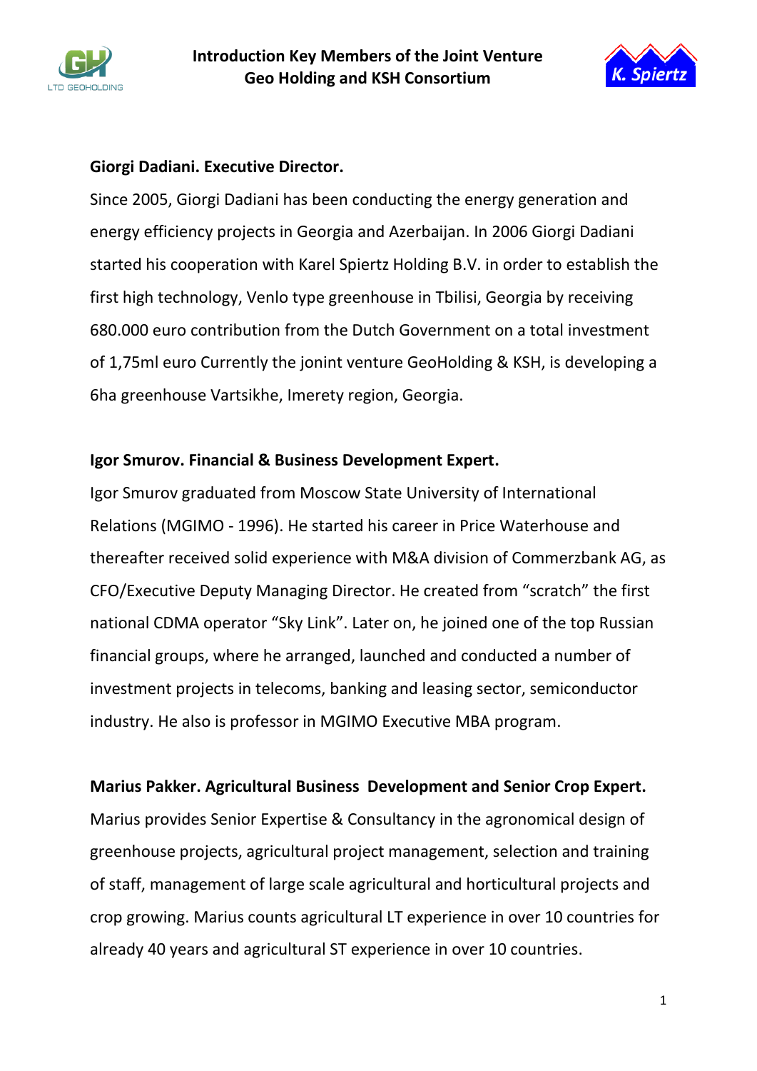# Introduction Key Members of the Joint Venture Geo Holding and KSH Consortium

**Giorgi Dadiani. Executive Director.**

Since 2005, Giorgi Dadiani has been conducting the energy generation and energy efficiency projects in Georgia and Azerbaijan. In 2006 Giorgi Dadiani started his cooperation with Karel Spiertz Holding B.V. in order to establish the first high technology, Venlo type greenhouse in Tbilisi, Georgia by receiving 680.000 euro contribution from the Dutch Government on a total investment of 1,75ml euro Currently the jonint venture GeoHolding & KSH, is developing a 6ha greenhouse Vartsikhe, Imerety region, Georgia.

**Igor Smurov. Financial & Business Development Expert.**

Igor Smurov graduated from Moscow State University of International Relations (MGIMO - 1996). He started his career in Price Waterhouse and thereafter received solid experience with M&A division of Commerzbank AG, as CFO/Executive Deputy Managing Director. He created from "scratch" the first national CDMA operator "Sky Link". Later on, he joined one of the top Russian financial groups, where he arranged, launched and conducted a number of investment projects in telecoms, banking and leasing sector, semiconductor industry. He also is professor in MGIMO Executive MBA program.

**Marius Pakker. Agricultural Business Development and Senior Crop Expert.**

Marius provides Senior Expertise & Consultancy in the agronomical design of greenhouse projects, agricultural project management, selection and training of staff, management of large scale agricultural and horticultural projects and crop growing. Marius counts agricultural LT experience in over 10 countries for already 40 years and agricultural ST experience in over 10 countries.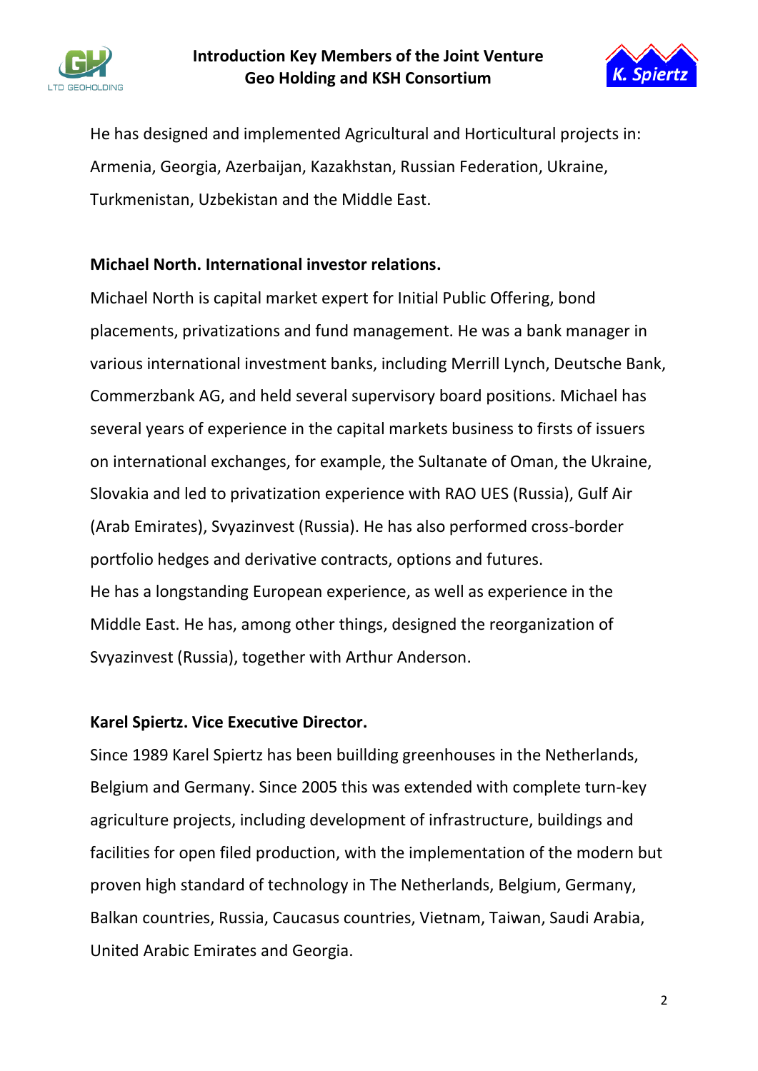He has designed and implemented Agricultural and Horticultural projects in: Armenia, Georgia, Azerbaijan, Kazakhstan, Russian Federation, Ukraine, Turkmenistan, Uzbekistan and the Middle East.

**Michael North. International investor relations.**

Michael North is capital market expert for Initial Public Offering, bond placements, privatizations and fund management. He was a bank manager in various international investment banks, including Merrill Lynch, Deutsche Bank, Commerzbank AG, and held several supervisory board positions. Michael has several years of experience in the capital markets business to firsts of issuers on international exchanges, for example, the Sultanate of Oman, the Ukraine, Slovakia and led to privatization experience with RAO UES (Russia), Gulf Air (Arab Emirates), Svyazinvest (Russia). He has also performed cross-border portfolio hedges and derivative contracts, options and futures.
He has a longstanding European experience, as well as experience in the Middle East. He has, among other things, designed the reorganization of Svyazinvest (Russia), together with Arthur Anderson.

**Karel Spiertz. Vice Executive Director.**

Since 1989 Karel Spiertz has been buillding greenhouses in the Netherlands, Belgium and Germany. Since 2005 this was extended with complete turn-key agriculture projects, including development of infrastructure, buildings and facilities for open filed production, with the implementation of the modern but proven high standard of technology in The Netherlands, Belgium, Germany, Balkan countries, Russia, Caucasus countries, Vietnam, Taiwan, Saudi Arabia, United Arabic Emirates and Georgia.